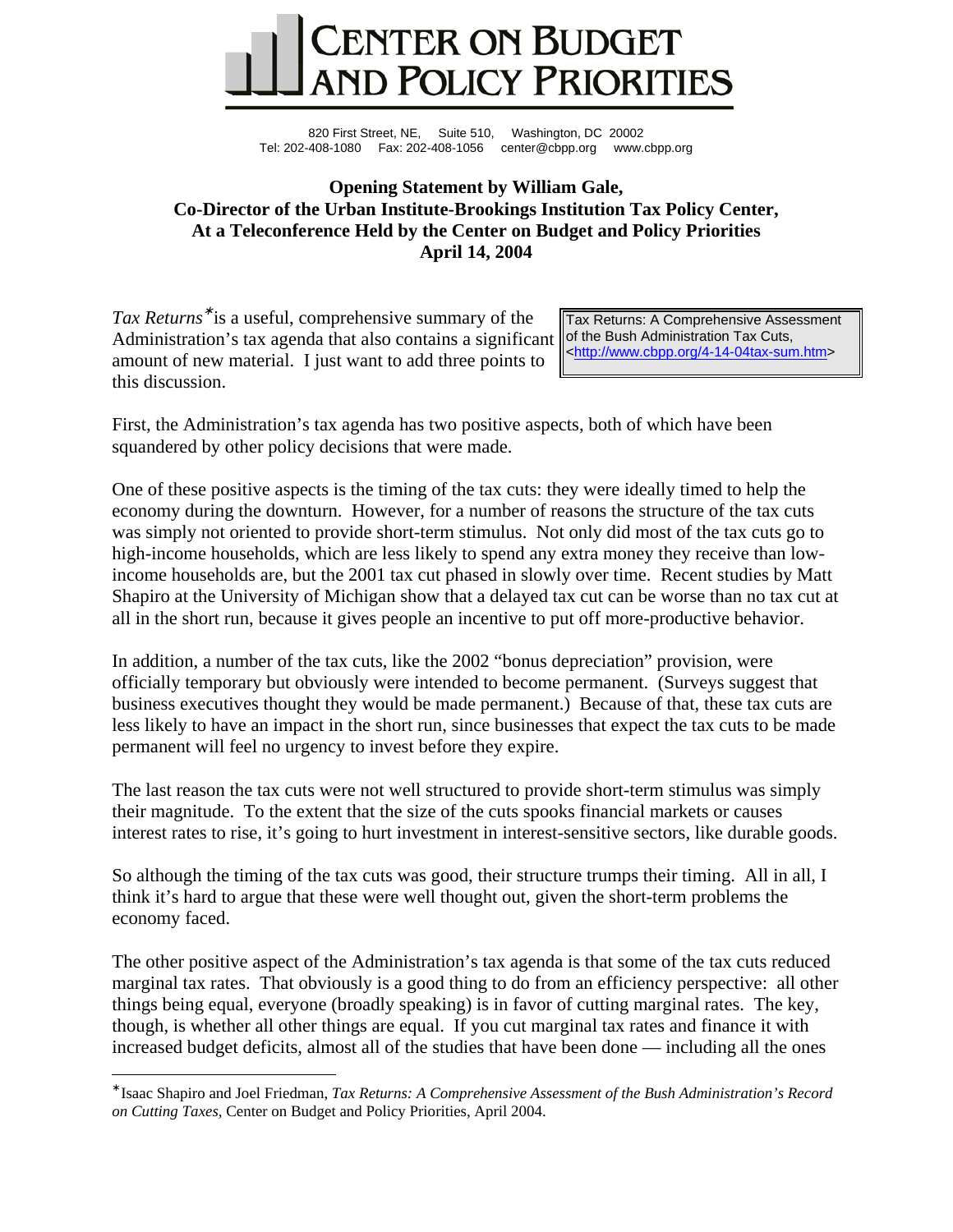# CENTER ON BUDGET AND POLICY PRIORITIES

820 First Street, NE, Suite 510, Washington, DC 20002
Tel: 202-408-1080 Fax: 202-408-1056 center@cbpp.org www.cbpp.org

## Opening Statement by William Gale, Co-Director of the Urban Institute-Brookings Institution Tax Policy Center, At a Teleconference Held by the Center on Budget and Policy Priorities April 14, 2004

> Tax Returns: A Comprehensive Assessment of the Bush Administration Tax Cuts, <http://www.cbpp.org/4-14-04tax-sum.htm>

*Tax Returns*[*] is a useful, comprehensive summary of the Administration's tax agenda that also contains a significant amount of new material. I just want to add three points to this discussion.

First, the Administration's tax agenda has two positive aspects, both of which have been squandered by other policy decisions that were made.

One of these positive aspects is the timing of the tax cuts: they were ideally timed to help the economy during the downturn. However, for a number of reasons the structure of the tax cuts was simply not oriented to provide short-term stimulus. Not only did most of the tax cuts go to high-income households, which are less likely to spend any extra money they receive than low-income households are, but the 2001 tax cut phased in slowly over time. Recent studies by Matt Shapiro at the University of Michigan show that a delayed tax cut can be worse than no tax cut at all in the short run, because it gives people an incentive to put off more-productive behavior.

In addition, a number of the tax cuts, like the 2002 "bonus depreciation" provision, were officially temporary but obviously were intended to become permanent. (Surveys suggest that business executives thought they would be made permanent.) Because of that, these tax cuts are less likely to have an impact in the short run, since businesses that expect the tax cuts to be made permanent will feel no urgency to invest before they expire.

The last reason the tax cuts were not well structured to provide short-term stimulus was simply their magnitude. To the extent that the size of the cuts spooks financial markets or causes interest rates to rise, it's going to hurt investment in interest-sensitive sectors, like durable goods.

So although the timing of the tax cuts was good, their structure trumps their timing. All in all, I think it's hard to argue that these were well thought out, given the short-term problems the economy faced.

The other positive aspect of the Administration's tax agenda is that some of the tax cuts reduced marginal tax rates. That obviously is a good thing to do from an efficiency perspective: all other things being equal, everyone (broadly speaking) is in favor of cutting marginal rates. The key, though, is whether all other things are equal. If you cut marginal tax rates and finance it with increased budget deficits, almost all of the studies that have been done — including all the ones

---

[*] Isaac Shapiro and Joel Friedman, *Tax Returns: A Comprehensive Assessment of the Bush Administration's Record on Cutting Taxes,* Center on Budget and Policy Priorities, April 2004.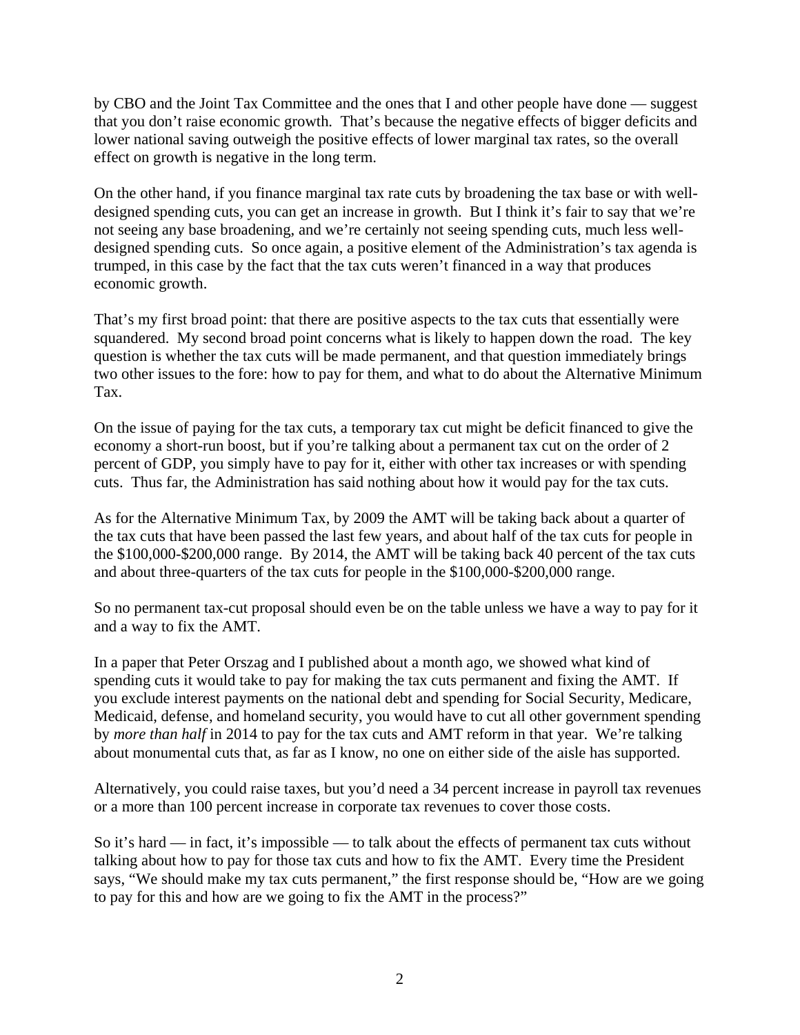by CBO and the Joint Tax Committee and the ones that I and other people have done — suggest that you don't raise economic growth. That's because the negative effects of bigger deficits and lower national saving outweigh the positive effects of lower marginal tax rates, so the overall effect on growth is negative in the long term.

On the other hand, if you finance marginal tax rate cuts by broadening the tax base or with well-designed spending cuts, you can get an increase in growth. But I think it's fair to say that we're not seeing any base broadening, and we're certainly not seeing spending cuts, much less well-designed spending cuts. So once again, a positive element of the Administration's tax agenda is trumped, in this case by the fact that the tax cuts weren't financed in a way that produces economic growth.

That's my first broad point: that there are positive aspects to the tax cuts that essentially were squandered. My second broad point concerns what is likely to happen down the road. The key question is whether the tax cuts will be made permanent, and that question immediately brings two other issues to the fore: how to pay for them, and what to do about the Alternative Minimum Tax.

On the issue of paying for the tax cuts, a temporary tax cut might be deficit financed to give the economy a short-run boost, but if you're talking about a permanent tax cut on the order of 2 percent of GDP, you simply have to pay for it, either with other tax increases or with spending cuts. Thus far, the Administration has said nothing about how it would pay for the tax cuts.

As for the Alternative Minimum Tax, by 2009 the AMT will be taking back about a quarter of the tax cuts that have been passed the last few years, and about half of the tax cuts for people in the \$100,000-\$200,000 range. By 2014, the AMT will be taking back 40 percent of the tax cuts and about three-quarters of the tax cuts for people in the \$100,000-\$200,000 range.

So no permanent tax-cut proposal should even be on the table unless we have a way to pay for it and a way to fix the AMT.

In a paper that Peter Orszag and I published about a month ago, we showed what kind of spending cuts it would take to pay for making the tax cuts permanent and fixing the AMT. If you exclude interest payments on the national debt and spending for Social Security, Medicare, Medicaid, defense, and homeland security, you would have to cut all other government spending by *more than half* in 2014 to pay for the tax cuts and AMT reform in that year. We're talking about monumental cuts that, as far as I know, no one on either side of the aisle has supported.

Alternatively, you could raise taxes, but you'd need a 34 percent increase in payroll tax revenues or a more than 100 percent increase in corporate tax revenues to cover those costs.

So it's hard — in fact, it's impossible — to talk about the effects of permanent tax cuts without talking about how to pay for those tax cuts and how to fix the AMT. Every time the President says, "We should make my tax cuts permanent," the first response should be, "How are we going to pay for this and how are we going to fix the AMT in the process?"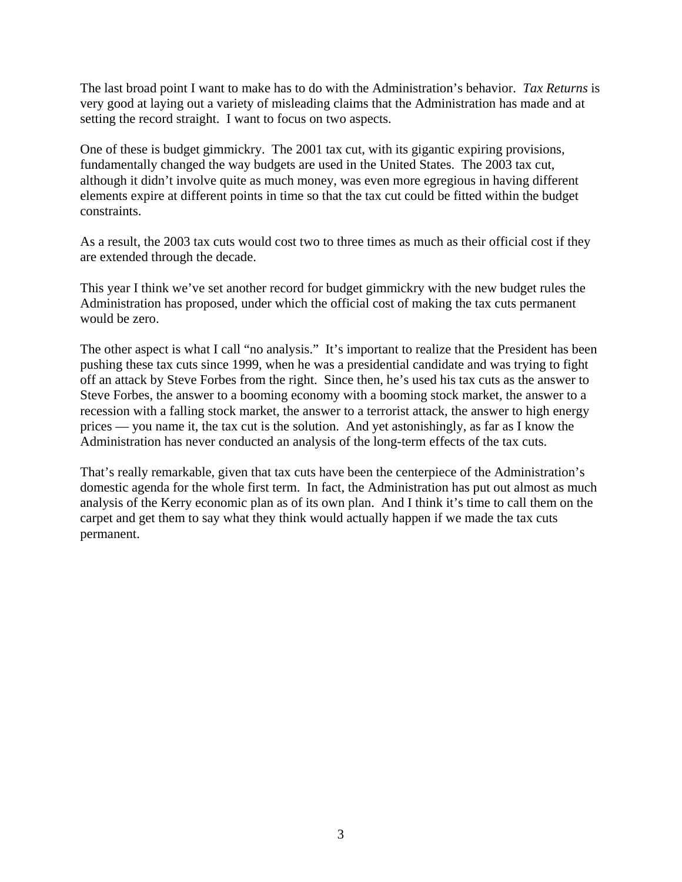The last broad point I want to make has to do with the Administration's behavior. *Tax Returns* is very good at laying out a variety of misleading claims that the Administration has made and at setting the record straight. I want to focus on two aspects.

One of these is budget gimmickry. The 2001 tax cut, with its gigantic expiring provisions, fundamentally changed the way budgets are used in the United States. The 2003 tax cut, although it didn't involve quite as much money, was even more egregious in having different elements expire at different points in time so that the tax cut could be fitted within the budget constraints.

As a result, the 2003 tax cuts would cost two to three times as much as their official cost if they are extended through the decade.

This year I think we've set another record for budget gimmickry with the new budget rules the Administration has proposed, under which the official cost of making the tax cuts permanent would be zero.

The other aspect is what I call "no analysis." It's important to realize that the President has been pushing these tax cuts since 1999, when he was a presidential candidate and was trying to fight off an attack by Steve Forbes from the right. Since then, he's used his tax cuts as the answer to Steve Forbes, the answer to a booming economy with a booming stock market, the answer to a recession with a falling stock market, the answer to a terrorist attack, the answer to high energy prices — you name it, the tax cut is the solution. And yet astonishingly, as far as I know the Administration has never conducted an analysis of the long-term effects of the tax cuts.

That's really remarkable, given that tax cuts have been the centerpiece of the Administration's domestic agenda for the whole first term. In fact, the Administration has put out almost as much analysis of the Kerry economic plan as of its own plan. And I think it's time to call them on the carpet and get them to say what they think would actually happen if we made the tax cuts permanent.